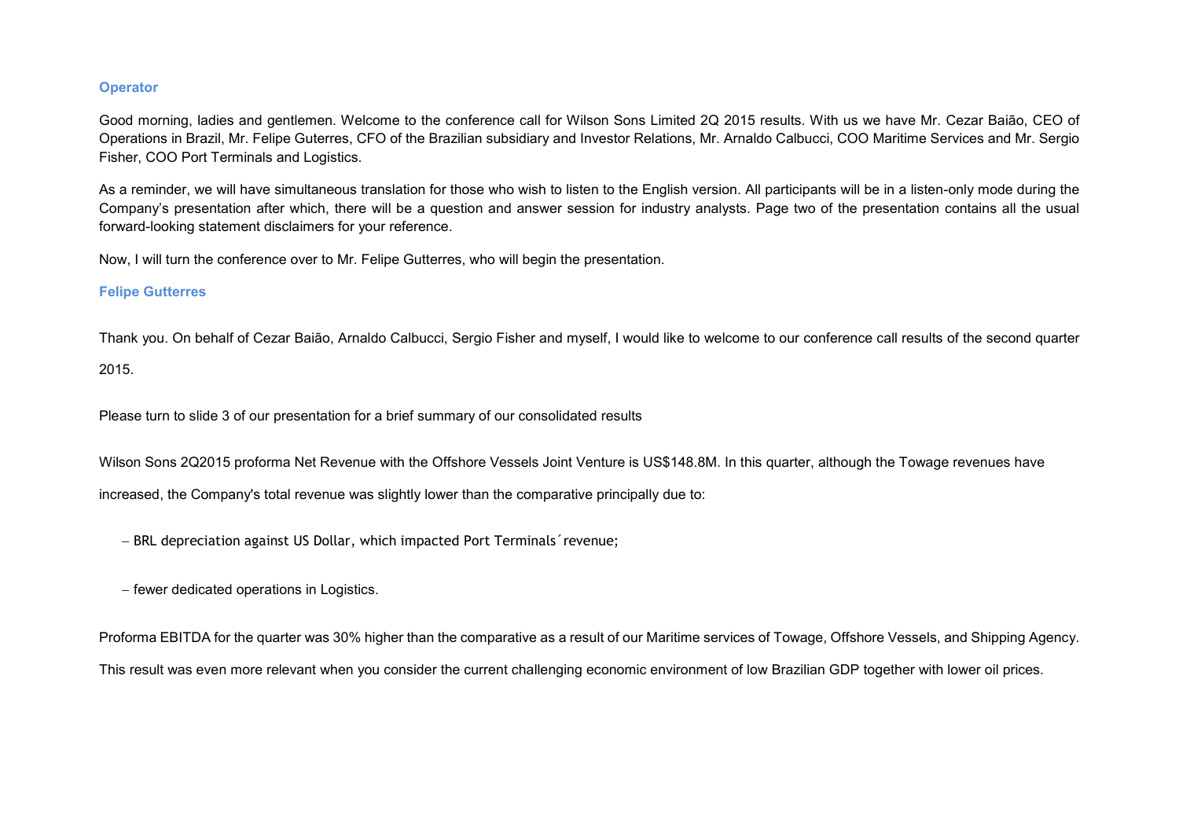**Operator**

Good morning, ladies and gentlemen. Welcome to the conference call for Wilson Sons Limited 2Q 2015 results. With us we have Mr. Cezar Baião, CEO of Operations in Brazil, Mr. Felipe Guterres, CFO of the Brazilian subsidiary and Investor Relations, Mr. Arnaldo Calbucci, COO Maritime Services and Mr. Sergio Fisher, COO Port Terminals and Logistics.

As a reminder, we will have simultaneous translation for those who wish to listen to the English version. All participants will be in a listen-only mode during the Company's presentation after which, there will be a question and answer session for industry analysts. Page two of the presentation contains all the usual forward-looking statement disclaimers for your reference.

Now, I will turn the conference over to Mr. Felipe Gutterres, who will begin the presentation.

**Felipe Gutterres**

Thank you. On behalf of Cezar Baião, Arnaldo Calbucci, Sergio Fisher and myself, I would like to welcome to our conference call results of the second quarter 2015.

Please turn to slide 3 of our presentation for a brief summary of our consolidated results

Wilson Sons 2Q2015 proforma Net Revenue with the Offshore Vessels Joint Venture is US$148.8M. In this quarter, although the Towage revenues have increased, the Company's total revenue was slightly lower than the comparative principally due to:

- BRL depreciation against US Dollar, which impacted Port Terminals´revenue;
- fewer dedicated operations in Logistics.

Proforma EBITDA for the quarter was 30% higher than the comparative as a result of our Maritime services of Towage, Offshore Vessels, and Shipping Agency. This result was even more relevant when you consider the current challenging economic environment of low Brazilian GDP together with lower oil prices.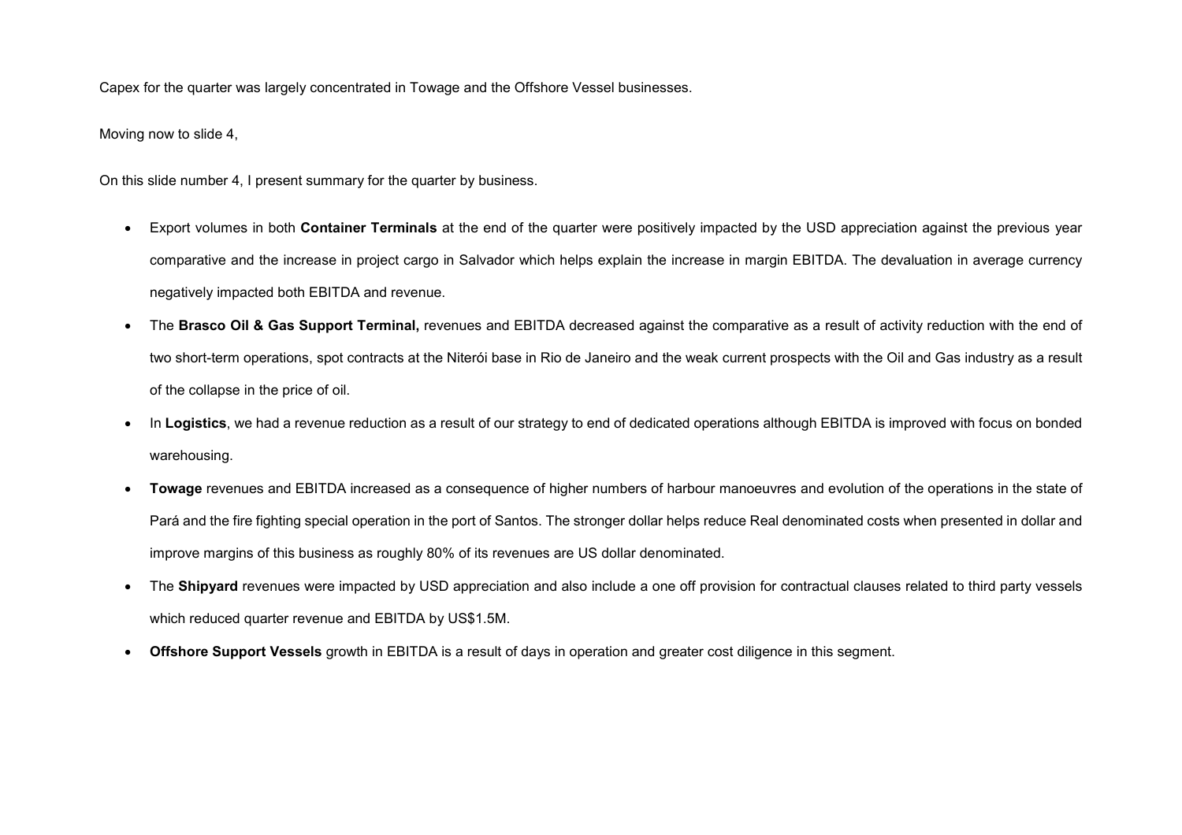Capex for the quarter was largely concentrated in Towage and the Offshore Vessel businesses.

Moving now to slide 4,

On this slide number 4, I present summary for the quarter by business.

- Export volumes in both **Container Terminals** at the end of the quarter were positively impacted by the USD appreciation against the previous year comparative and the increase in project cargo in Salvador which helps explain the increase in margin EBITDA. The devaluation in average currency negatively impacted both EBITDA and revenue.
- The **Brasco Oil & Gas Support Terminal,** revenues and EBITDA decreased against the comparative as a result of activity reduction with the end of two short-term operations, spot contracts at the Niterói base in Rio de Janeiro and the weak current prospects with the Oil and Gas industry as a result of the collapse in the price of oil.
- In **Logistics**, we had a revenue reduction as a result of our strategy to end of dedicated operations although EBITDA is improved with focus on bonded warehousing.
- **Towage** revenues and EBITDA increased as a consequence of higher numbers of harbour manoeuvres and evolution of the operations in the state of Pará and the fire fighting special operation in the port of Santos. The stronger dollar helps reduce Real denominated costs when presented in dollar and improve margins of this business as roughly 80% of its revenues are US dollar denominated.
- The **Shipyard** revenues were impacted by USD appreciation and also include a one off provision for contractual clauses related to third party vessels which reduced quarter revenue and EBITDA by US$1.5M.
- **Offshore Support Vessels** growth in EBITDA is a result of days in operation and greater cost diligence in this segment.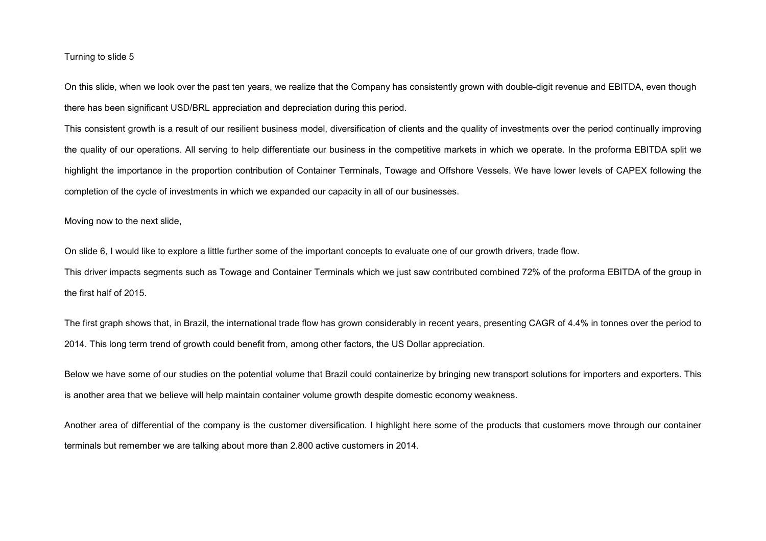Turning to slide 5

On this slide, when we look over the past ten years, we realize that the Company has consistently grown with double-digit revenue and EBITDA, even though there has been significant USD/BRL appreciation and depreciation during this period.

This consistent growth is a result of our resilient business model, diversification of clients and the quality of investments over the period continually improving the quality of our operations. All serving to help differentiate our business in the competitive markets in which we operate. In the proforma EBITDA split we highlight the importance in the proportion contribution of Container Terminals, Towage and Offshore Vessels. We have lower levels of CAPEX following the completion of the cycle of investments in which we expanded our capacity in all of our businesses.

Moving now to the next slide,

On slide 6, I would like to explore a little further some of the important concepts to evaluate one of our growth drivers, trade flow.

This driver impacts segments such as Towage and Container Terminals which we just saw contributed combined 72% of the proforma EBITDA of the group in the first half of 2015.

The first graph shows that, in Brazil, the international trade flow has grown considerably in recent years, presenting CAGR of 4.4% in tonnes over the period to 2014. This long term trend of growth could benefit from, among other factors, the US Dollar appreciation.

Below we have some of our studies on the potential volume that Brazil could containerize by bringing new transport solutions for importers and exporters. This is another area that we believe will help maintain container volume growth despite domestic economy weakness.

Another area of differential of the company is the customer diversification. I highlight here some of the products that customers move through our container terminals but remember we are talking about more than 2.800 active customers in 2014.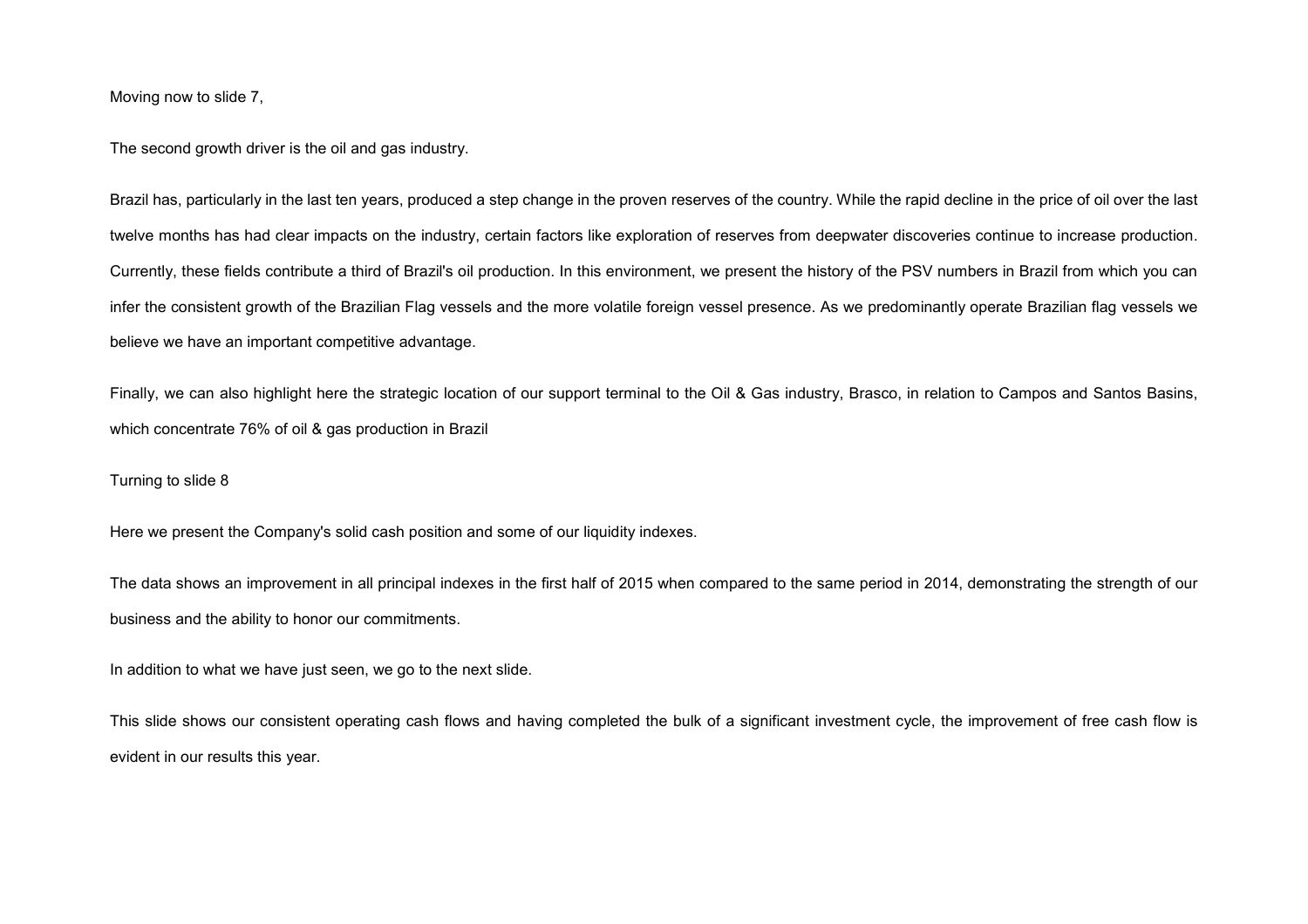Moving now to slide 7,

The second growth driver is the oil and gas industry.

Brazil has, particularly in the last ten years, produced a step change in the proven reserves of the country. While the rapid decline in the price of oil over the last twelve months has had clear impacts on the industry, certain factors like exploration of reserves from deepwater discoveries continue to increase production. Currently, these fields contribute a third of Brazil's oil production. In this environment, we present the history of the PSV numbers in Brazil from which you can infer the consistent growth of the Brazilian Flag vessels and the more volatile foreign vessel presence. As we predominantly operate Brazilian flag vessels we believe we have an important competitive advantage.

Finally, we can also highlight here the strategic location of our support terminal to the Oil & Gas industry, Brasco, in relation to Campos and Santos Basins, which concentrate 76% of oil & gas production in Brazil

Turning to slide 8

Here we present the Company's solid cash position and some of our liquidity indexes.

The data shows an improvement in all principal indexes in the first half of 2015 when compared to the same period in 2014, demonstrating the strength of our business and the ability to honor our commitments.

In addition to what we have just seen, we go to the next slide.

This slide shows our consistent operating cash flows and having completed the bulk of a significant investment cycle, the improvement of free cash flow is evident in our results this year.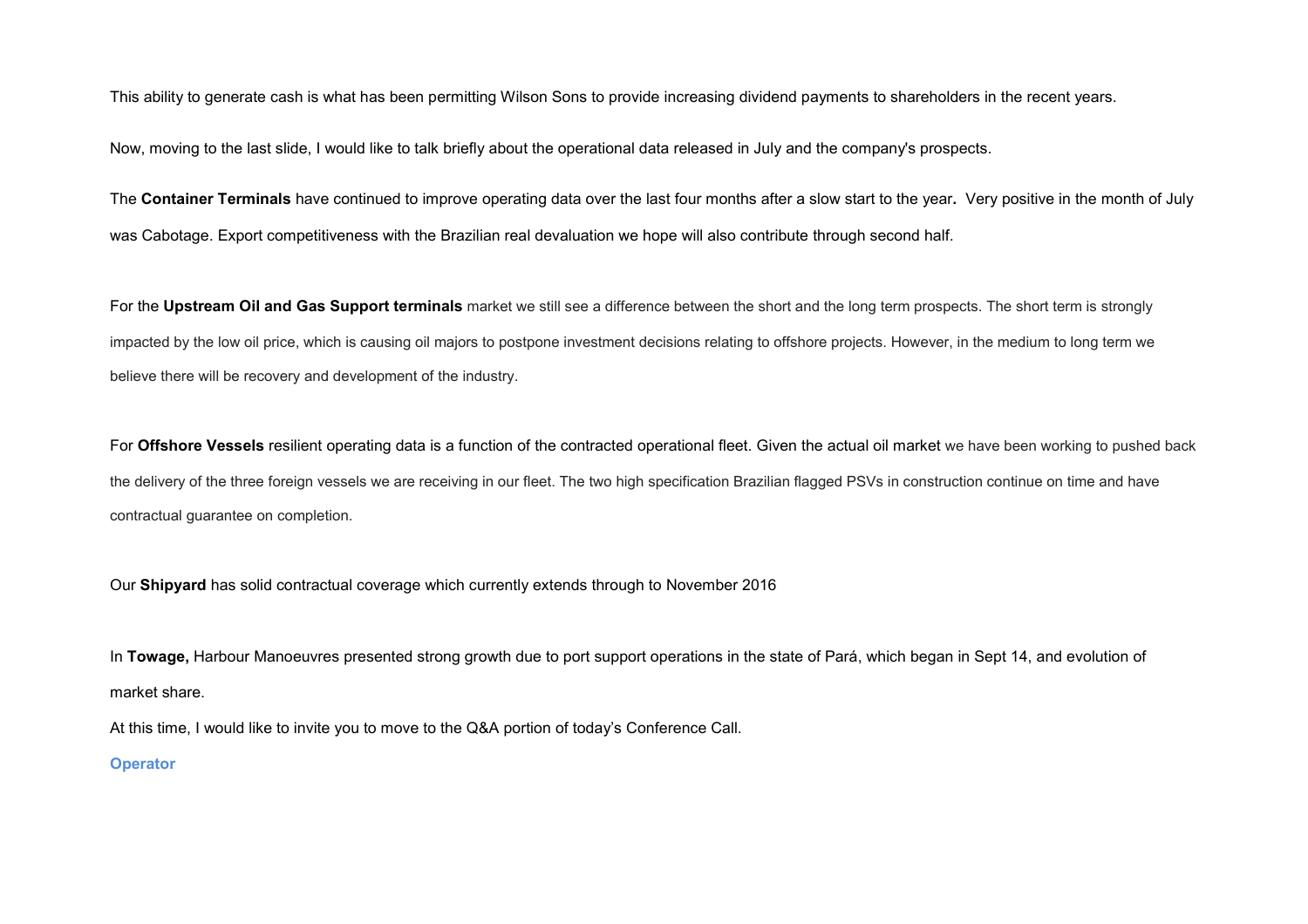This ability to generate cash is what has been permitting Wilson Sons to provide increasing dividend payments to shareholders in the recent years.

Now, moving to the last slide, I would like to talk briefly about the operational data released in July and the company's prospects.

The **Container Terminals** have continued to improve operating data over the last four months after a slow start to the year**.** Very positive in the month of July was Cabotage. Export competitiveness with the Brazilian real devaluation we hope will also contribute through second half.

For the **Upstream Oil and Gas Support terminals** market we still see a difference between the short and the long term prospects. The short term is strongly impacted by the low oil price, which is causing oil majors to postpone investment decisions relating to offshore projects. However, in the medium to long term we believe there will be recovery and development of the industry.

For **Offshore Vessels** resilient operating data is a function of the contracted operational fleet. Given the actual oil market we have been working to pushed back the delivery of the three foreign vessels we are receiving in our fleet. The two high specification Brazilian flagged PSVs in construction continue on time and have contractual guarantee on completion.

Our **Shipyard** has solid contractual coverage which currently extends through to November 2016

In **Towage,** Harbour Manoeuvres presented strong growth due to port support operations in the state of Pará, which began in Sept 14, and evolution of market share.

At this time, I would like to invite you to move to the Q&A portion of today's Conference Call.

**Operator**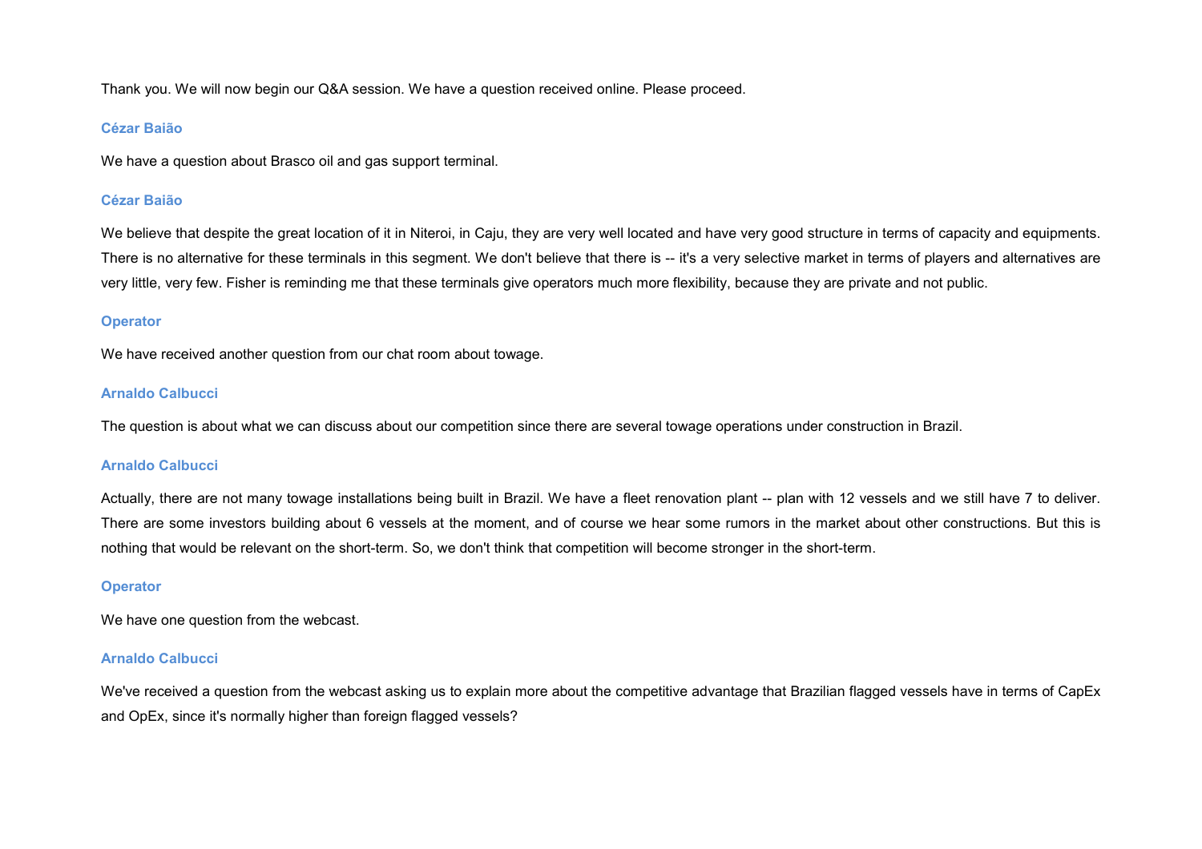Thank you. We will now begin our Q&A session. We have a question received online. Please proceed.

**Cézar Baião**

We have a question about Brasco oil and gas support terminal.

**Cézar Baião**

We believe that despite the great location of it in Niteroi, in Caju, they are very well located and have very good structure in terms of capacity and equipments. There is no alternative for these terminals in this segment. We don't believe that there is -- it's a very selective market in terms of players and alternatives are very little, very few. Fisher is reminding me that these terminals give operators much more flexibility, because they are private and not public.

**Operator**

We have received another question from our chat room about towage.

**Arnaldo Calbucci**

The question is about what we can discuss about our competition since there are several towage operations under construction in Brazil.

**Arnaldo Calbucci**

Actually, there are not many towage installations being built in Brazil. We have a fleet renovation plant -- plan with 12 vessels and we still have 7 to deliver. There are some investors building about 6 vessels at the moment, and of course we hear some rumors in the market about other constructions. But this is nothing that would be relevant on the short-term. So, we don't think that competition will become stronger in the short-term.

**Operator**

We have one question from the webcast.

**Arnaldo Calbucci**

We've received a question from the webcast asking us to explain more about the competitive advantage that Brazilian flagged vessels have in terms of CapEx and OpEx, since it's normally higher than foreign flagged vessels?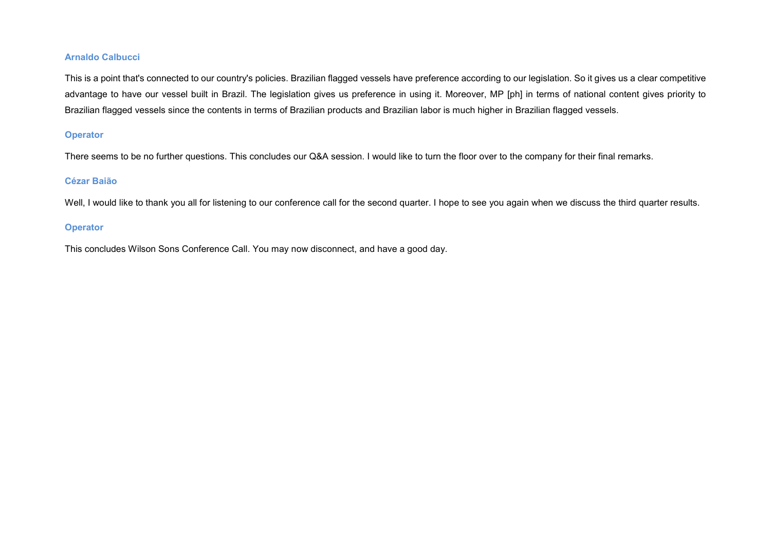**Arnaldo Calbucci**

This is a point that's connected to our country's policies. Brazilian flagged vessels have preference according to our legislation. So it gives us a clear competitive advantage to have our vessel built in Brazil. The legislation gives us preference in using it. Moreover, MP [ph] in terms of national content gives priority to Brazilian flagged vessels since the contents in terms of Brazilian products and Brazilian labor is much higher in Brazilian flagged vessels.

**Operator**

There seems to be no further questions. This concludes our Q&A session. I would like to turn the floor over to the company for their final remarks.

**Cézar Baião**

Well, I would like to thank you all for listening to our conference call for the second quarter. I hope to see you again when we discuss the third quarter results.

**Operator**

This concludes Wilson Sons Conference Call. You may now disconnect, and have a good day.